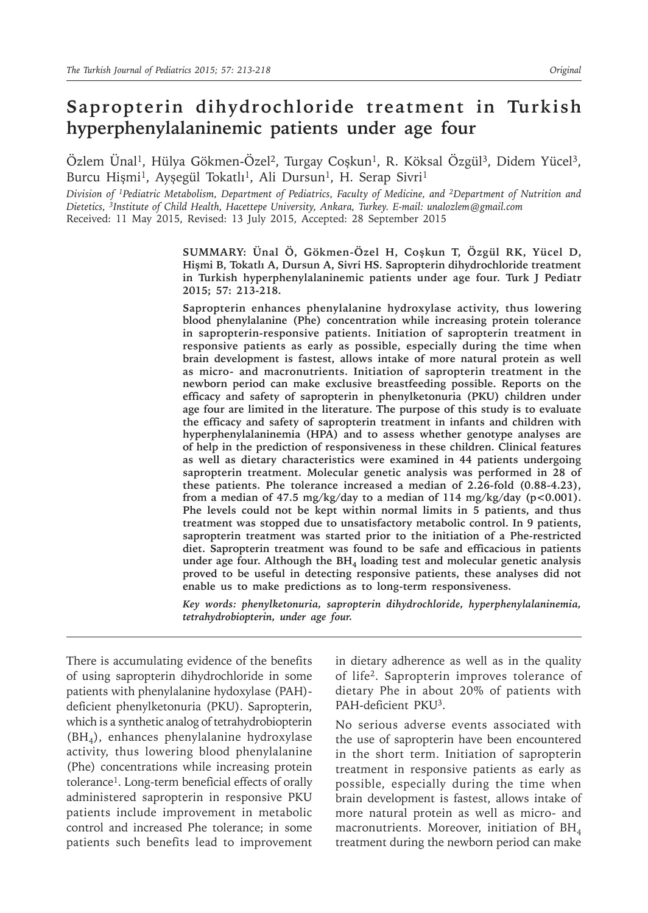# Sapropterin dihydrochloride treatment in Turkish hyperphenylalaninemic patients under age four

Özlem Ünal[1], Hülya Gökmen-Özel[2], Turgay Coşkun[1], R. Köksal Özgül[3], Didem Yücel[3], Burcu Hişmi[1], Ayşegül Tokatlı[1], Ali Dursun[1], H. Serap Sivri[1]

*Division of [1]Pediatric Metabolism, Department of Pediatrics, Faculty of Medicine, and [2]Department of Nutrition and Dietetics, [3]Institute of Child Health, Hacettepe University, Ankara, Turkey. E-mail: unalozlem@gmail.com*

Received: 11 May 2015, Revised: 13 July 2015, Accepted: 28 September 2015

**SUMMARY: Ünal Ö, Gökmen-Özel H, Coşkun T, Özgül RK, Yücel D, Hişmi B, Tokatlı A, Dursun A, Sivri HS. Sapropterin dihydrochloride treatment in Turkish hyperphenylalaninemic patients under age four. Turk J Pediatr 2015; 57: 213-218.**

**Sapropterin enhances phenylalanine hydroxylase activity, thus lowering blood phenylalanine (Phe) concentration while increasing protein tolerance in sapropterin-responsive patients. Initiation of sapropterin treatment in responsive patients as early as possible, especially during the time when brain development is fastest, allows intake of more natural protein as well as micro- and macronutrients. Initiation of sapropterin treatment in the newborn period can make exclusive breastfeeding possible. Reports on the efficacy and safety of sapropterin in phenylketonuria (PKU) children under age four are limited in the literature. The purpose of this study is to evaluate the efficacy and safety of sapropterin treatment in infants and children with hyperphenylalaninemia (HPA) and to assess whether genotype analyses are of help in the prediction of responsiveness in these children. Clinical features as well as dietary characteristics were examined in 44 patients undergoing sapropterin treatment. Molecular genetic analysis was performed in 28 of these patients. Phe tolerance increased a median of 2.26-fold (0.88-4.23), from a median of 47.5 mg/kg/day to a median of 114 mg/kg/day ($p<0.001$). Phe levels could not be kept within normal limits in 5 patients, and thus treatment was stopped due to unsatisfactory metabolic control. In 9 patients, sapropterin treatment was started prior to the initiation of a Phe-restricted diet. Sapropterin treatment was found to be safe and efficacious in patients under age four. Although the $BH_4$ loading test and molecular genetic analysis proved to be useful in detecting responsive patients, these analyses did not enable us to make predictions as to long-term responsiveness.**

*Key words: phenylketonuria, sapropterin dihydrochloride, hyperphenylalaninemia, tetrahydrobiopterin, under age four.*

---

There is accumulating evidence of the benefits of using sapropterin dihydrochloride in some patients with phenylalanine hydoxylase (PAH)-deficient phenylketonuria (PKU). Sapropterin, which is a synthetic analog of tetrahydrobiopterin ($BH_4$), enhances phenylalanine hydroxylase activity, thus lowering blood phenylalanine (Phe) concentrations while increasing protein tolerance[1]. Long-term beneficial effects of orally administered sapropterin in responsive PKU patients include improvement in metabolic control and increased Phe tolerance; in some patients such benefits lead to improvement in dietary adherence as well as in the quality of life[2]. Sapropterin improves tolerance of dietary Phe in about 20% of patients with PAH-deficient PKU[3].

No serious adverse events associated with the use of sapropterin have been encountered in the short term. Initiation of sapropterin treatment in responsive patients as early as possible, especially during the time when brain development is fastest, allows intake of more natural protein as well as micro- and macronutrients. Moreover, initiation of $BH_4$ treatment during the newborn period can make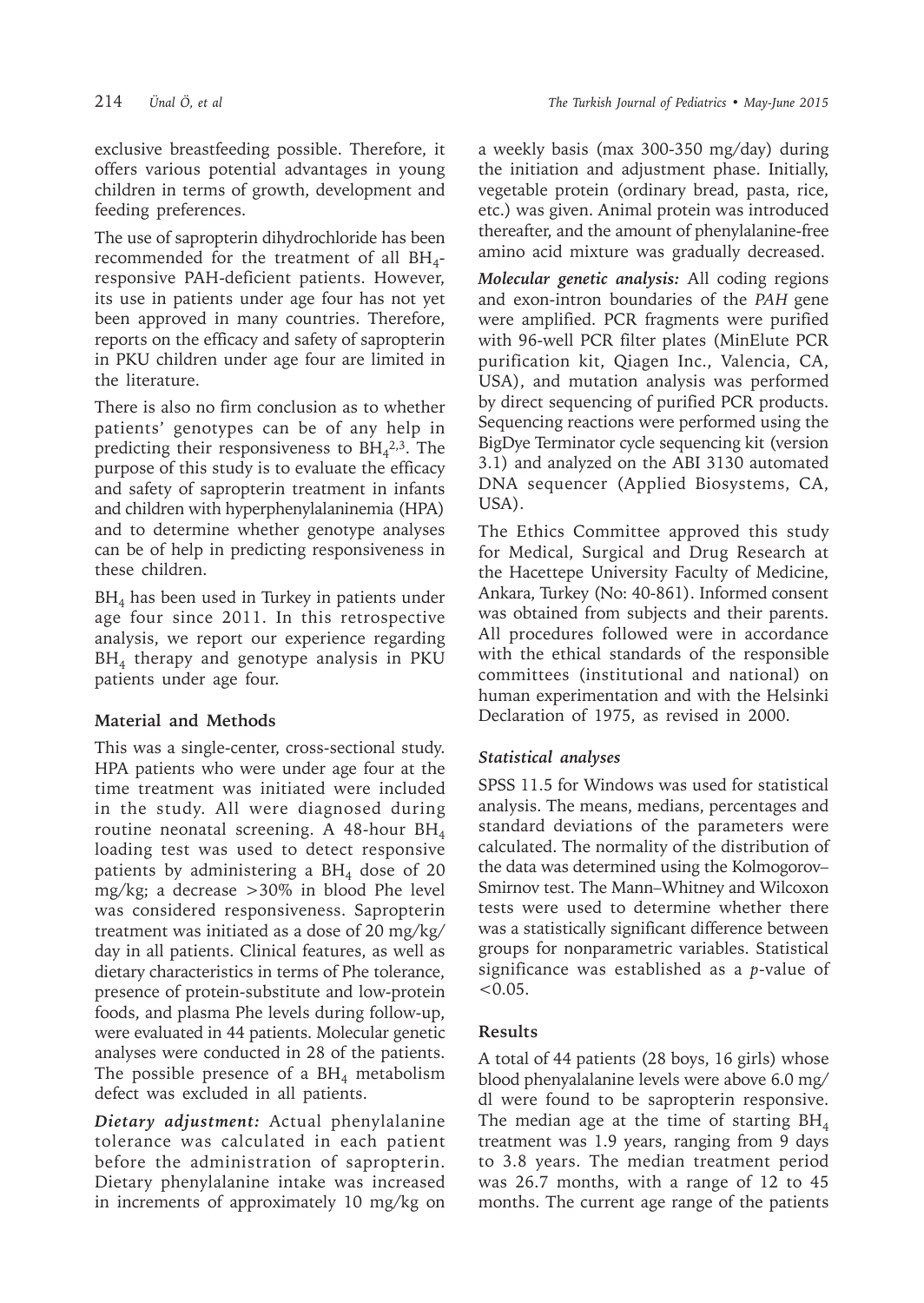exclusive breastfeeding possible. Therefore, it offers various potential advantages in young children in terms of growth, development and feeding preferences.

The use of sapropterin dihydrochloride has been recommended for the treatment of all $BH_4$-responsive PAH-deficient patients. However, its use in patients under age four has not yet been approved in many countries. Therefore, reports on the efficacy and safety of sapropterin in PKU children under age four are limited in the literature.

There is also no firm conclusion as to whether patients' genotypes can be of any help in predicting their responsiveness to $BH_4$[2,3]. The purpose of this study is to evaluate the efficacy and safety of sapropterin treatment in infants and children with hyperphenylalaninemia (HPA) and to determine whether genotype analyses can be of help in predicting responsiveness in these children.

$BH_4$ has been used in Turkey in patients under age four since 2011. In this retrospective analysis, we report our experience regarding $BH_4$ therapy and genotype analysis in PKU patients under age four.

## Material and Methods

This was a single-center, cross-sectional study. HPA patients who were under age four at the time treatment was initiated were included in the study. All were diagnosed during routine neonatal screening. A 48-hour $BH_4$ loading test was used to detect responsive patients by administering a $BH_4$ dose of 20 mg/kg; a decrease >30% in blood Phe level was considered responsiveness. Sapropterin treatment was initiated as a dose of 20 mg/kg/day in all patients. Clinical features, as well as dietary characteristics in terms of Phe tolerance, presence of protein-substitute and low-protein foods, and plasma Phe levels during follow-up, were evaluated in 44 patients. Molecular genetic analyses were conducted in 28 of the patients. The possible presence of a $BH_4$ metabolism defect was excluded in all patients.

***Dietary adjustment:*** Actual phenylalanine tolerance was calculated in each patient before the administration of sapropterin. Dietary phenylalanine intake was increased in increments of approximately 10 mg/kg on a weekly basis (max 300-350 mg/day) during the initiation and adjustment phase. Initially, vegetable protein (ordinary bread, pasta, rice, etc.) was given. Animal protein was introduced thereafter, and the amount of phenylalanine-free amino acid mixture was gradually decreased.

***Molecular genetic analysis:*** All coding regions and exon-intron boundaries of the *PAH* gene were amplified. PCR fragments were purified with 96-well PCR filter plates (MinElute PCR purification kit, Qiagen Inc., Valencia, CA, USA), and mutation analysis was performed by direct sequencing of purified PCR products. Sequencing reactions were performed using the BigDye Terminator cycle sequencing kit (version 3.1) and analyzed on the ABI 3130 automated DNA sequencer (Applied Biosystems, CA, USA).

The Ethics Committee approved this study for Medical, Surgical and Drug Research at the Hacettepe University Faculty of Medicine, Ankara, Turkey (No: 40-861). Informed consent was obtained from subjects and their parents. All procedures followed were in accordance with the ethical standards of the responsible committees (institutional and national) on human experimentation and with the Helsinki Declaration of 1975, as revised in 2000.

### *Statistical analyses*

SPSS 11.5 for Windows was used for statistical analysis. The means, medians, percentages and standard deviations of the parameters were calculated. The normality of the distribution of the data was determined using the Kolmogorov–Smirnov test. The Mann–Whitney and Wilcoxon tests were used to determine whether there was a statistically significant difference between groups for nonparametric variables. Statistical significance was established as a *p*-value of <0.05.

## Results

A total of 44 patients (28 boys, 16 girls) whose blood phenyalalanine levels were above 6.0 mg/dl were found to be sapropterin responsive. The median age at the time of starting $BH_4$ treatment was 1.9 years, ranging from 9 days to 3.8 years. The median treatment period was 26.7 months, with a range of 12 to 45 months. The current age range of the patients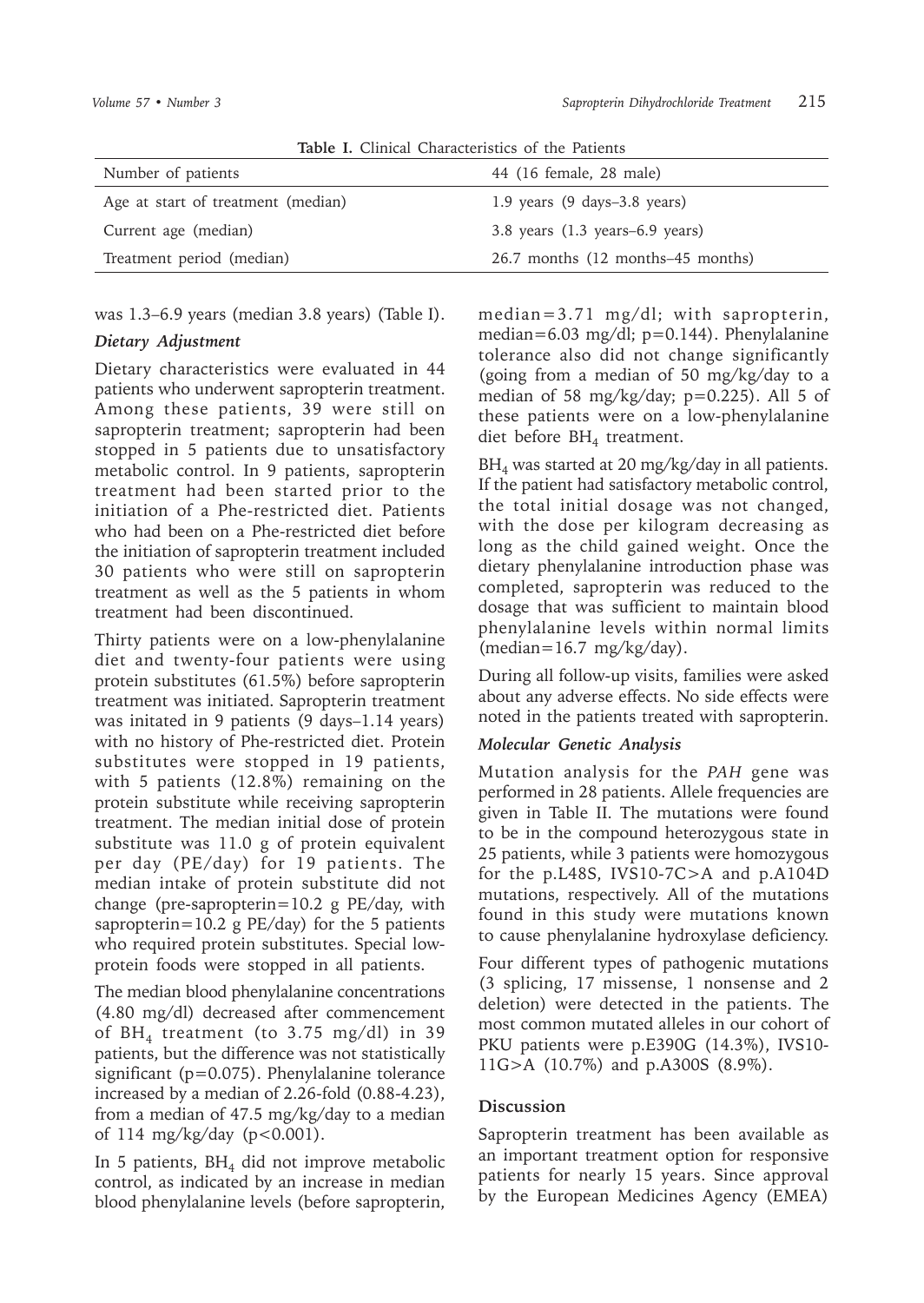**Table I.** Clinical Characteristics of the Patients

| Number of patients | 44 (16 female, 28 male) |
|---|---|
| Age at start of treatment (median) | 1.9 years (9 days–3.8 years) |
| Current age (median) | 3.8 years (1.3 years–6.9 years) |
| Treatment period (median) | 26.7 months (12 months–45 months) |

was 1.3–6.9 years (median 3.8 years) (Table I).

### *Dietary Adjustment*

Dietary characteristics were evaluated in 44 patients who underwent sapropterin treatment. Among these patients, 39 were still on sapropterin treatment; sapropterin had been stopped in 5 patients due to unsatisfactory metabolic control. In 9 patients, sapropterin treatment had been started prior to the initiation of a Phe-restricted diet. Patients who had been on a Phe-restricted diet before the initiation of sapropterin treatment included 30 patients who were still on sapropterin treatment as well as the 5 patients in whom treatment had been discontinued.

Thirty patients were on a low-phenylalanine diet and twenty-four patients were using protein substitutes (61.5%) before sapropterin treatment was initiated. Sapropterin treatment was initated in 9 patients (9 days–1.14 years) with no history of Phe-restricted diet. Protein substitutes were stopped in 19 patients, with 5 patients (12.8%) remaining on the protein substitute while receiving sapropterin treatment. The median initial dose of protein substitute was 11.0 g of protein equivalent per day (PE/day) for 19 patients. The median intake of protein substitute did not change (pre-sapropterin=10.2 g PE/day, with sapropterin=10.2 g PE/day) for the 5 patients who required protein substitutes. Special low-protein foods were stopped in all patients.

The median blood phenylalanine concentrations (4.80 mg/dl) decreased after commencement of $BH_4$ treatment (to 3.75 mg/dl) in 39 patients, but the difference was not statistically significant ($p=0.075$). Phenylalanine tolerance increased by a median of 2.26-fold (0.88-4.23), from a median of 47.5 mg/kg/day to a median of 114 mg/kg/day ($p<0.001$).

In 5 patients, $BH_4$ did not improve metabolic control, as indicated by an increase in median blood phenylalanine levels (before sapropterin, median=3.71 mg/dl; with sapropterin, median=6.03 mg/dl; $p=0.144$). Phenylalanine tolerance also did not change significantly (going from a median of 50 mg/kg/day to a median of 58 mg/kg/day; $p=0.225$). All 5 of these patients were on a low-phenylalanine diet before $BH_4$ treatment.

$BH_4$ was started at 20 mg/kg/day in all patients. If the patient had satisfactory metabolic control, the total initial dosage was not changed, with the dose per kilogram decreasing as long as the child gained weight. Once the dietary phenylalanine introduction phase was completed, sapropterin was reduced to the dosage that was sufficient to maintain blood phenylalanine levels within normal limits (median=16.7 mg/kg/day).

During all follow-up visits, families were asked about any adverse effects. No side effects were noted in the patients treated with sapropterin.

### *Molecular Genetic Analysis*

Mutation analysis for the *PAH* gene was performed in 28 patients. Allele frequencies are given in Table II. The mutations were found to be in the compound heterozygous state in 25 patients, while 3 patients were homozygous for the p.L48S, IVS10-7C>A and p.A104D mutations, respectively. All of the mutations found in this study were mutations known to cause phenylalanine hydroxylase deficiency.

Four different types of pathogenic mutations (3 splicing, 17 missense, 1 nonsense and 2 deletion) were detected in the patients. The most common mutated alleles in our cohort of PKU patients were p.E390G (14.3%), IVS10-11G>A (10.7%) and p.A300S (8.9%).

## Discussion

Sapropterin treatment has been available as an important treatment option for responsive patients for nearly 15 years. Since approval by the European Medicines Agency (EMEA)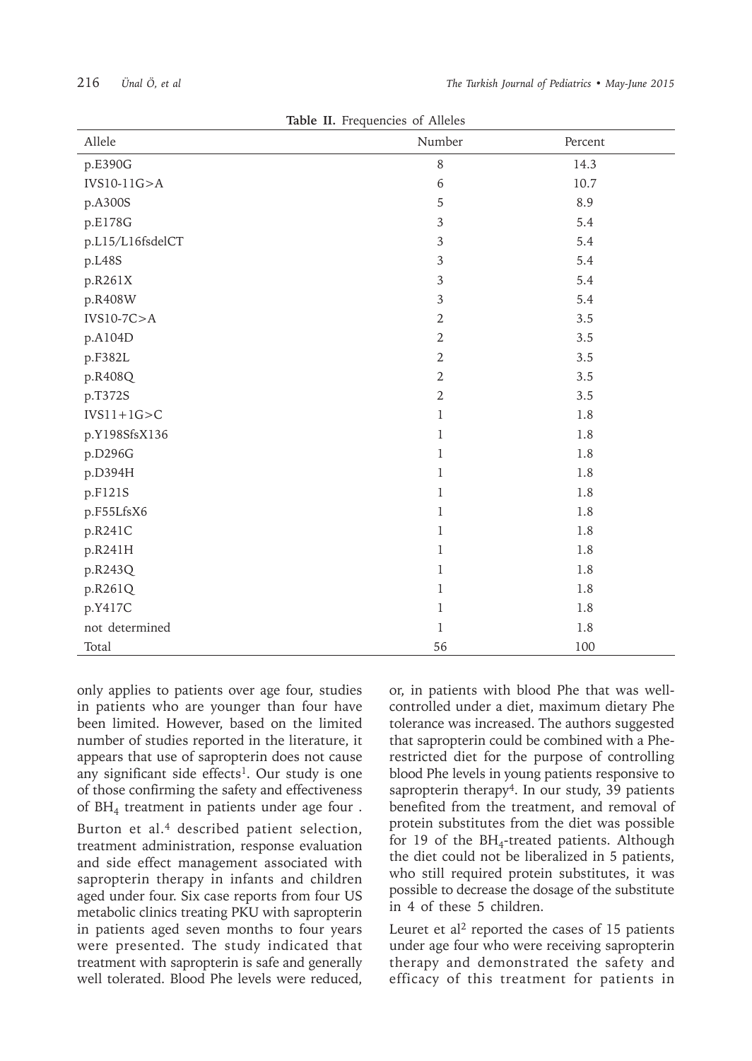Table II. Frequencies of Alleles

| Allele | Number | Percent |
|---|---|---|
| p.E390G | 8 | 14.3 |
| IVS10-11G>A | 6 | 10.7 |
| p.A300S | 5 | 8.9 |
| p.E178G | 3 | 5.4 |
| p.L15/L16fsdelCT | 3 | 5.4 |
| p.L48S | 3 | 5.4 |
| p.R261X | 3 | 5.4 |
| p.R408W | 3 | 5.4 |
| IVS10-7C>A | 2 | 3.5 |
| p.A104D | 2 | 3.5 |
| p.F382L | 2 | 3.5 |
| p.R408Q | 2 | 3.5 |
| p.T372S | 2 | 3.5 |
| IVS11+1G>C | 1 | 1.8 |
| p.Y198SfsX136 | 1 | 1.8 |
| p.D296G | 1 | 1.8 |
| p.D394H | 1 | 1.8 |
| p.F121S | 1 | 1.8 |
| p.F55LfsX6 | 1 | 1.8 |
| p.R241C | 1 | 1.8 |
| p.R241H | 1 | 1.8 |
| p.R243Q | 1 | 1.8 |
| p.R261Q | 1 | 1.8 |
| p.Y417C | 1 | 1.8 |
| not determined | 1 | 1.8 |
| Total | 56 | 100 |

only applies to patients over age four, studies in patients who are younger than four have been limited. However, based on the limited number of studies reported in the literature, it appears that use of sapropterin does not cause any significant side effects[1]. Our study is one of those confirming the safety and effectiveness of $BH_4$ treatment in patients under age four .

Burton et al.[4] described patient selection, treatment administration, response evaluation and side effect management associated with sapropterin therapy in infants and children aged under four. Six case reports from four US metabolic clinics treating PKU with sapropterin in patients aged seven months to four years were presented. The study indicated that treatment with sapropterin is safe and generally well tolerated. Blood Phe levels were reduced, or, in patients with blood Phe that was well-controlled under a diet, maximum dietary Phe tolerance was increased. The authors suggested that sapropterin could be combined with a Phe-restricted diet for the purpose of controlling blood Phe levels in young patients responsive to sapropterin therapy[4]. In our study, 39 patients benefited from the treatment, and removal of protein substitutes from the diet was possible for 19 of the $BH_4$-treated patients. Although the diet could not be liberalized in 5 patients, who still required protein substitutes, it was possible to decrease the dosage of the substitute in 4 of these 5 children.

Leuret et al[2] reported the cases of 15 patients under age four who were receiving sapropterin therapy and demonstrated the safety and efficacy of this treatment for patients in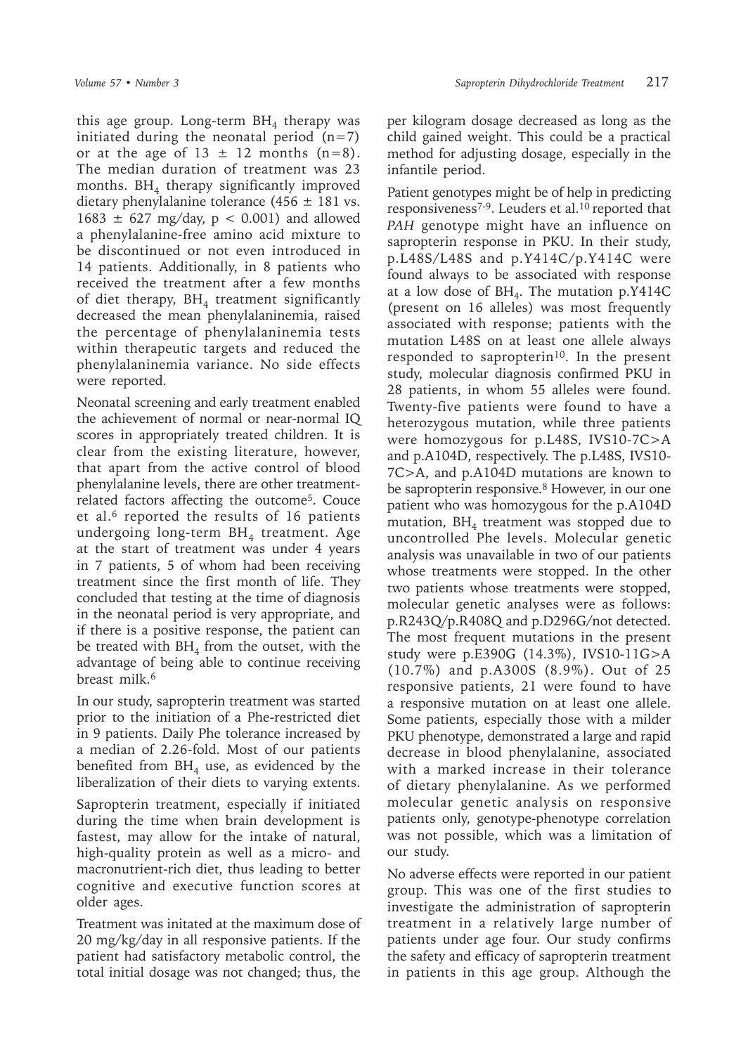this age group. Long-term $BH_4$ therapy was initiated during the neonatal period (n=7) or at the age of 13 ± 12 months (n=8). The median duration of treatment was 23 months. $BH_4$ therapy significantly improved dietary phenylalanine tolerance (456 ± 181 vs. 1683 ± 627 mg/day, $p < 0.001$) and allowed a phenylalanine-free amino acid mixture to be discontinued or not even introduced in 14 patients. Additionally, in 8 patients who received the treatment after a few months of diet therapy, $BH_4$ treatment significantly decreased the mean phenylalaninemia, raised the percentage of phenylalaninemia tests within therapeutic targets and reduced the phenylalaninemia variance. No side effects were reported.

Neonatal screening and early treatment enabled the achievement of normal or near-normal IQ scores in appropriately treated children. It is clear from the existing literature, however, that apart from the active control of blood phenylalanine levels, there are other treatment-related factors affecting the outcome[5]. Couce et al.[6] reported the results of 16 patients undergoing long-term $BH_4$ treatment. Age at the start of treatment was under 4 years in 7 patients, 5 of whom had been receiving treatment since the first month of life. They concluded that testing at the time of diagnosis in the neonatal period is very appropriate, and if there is a positive response, the patient can be treated with $BH_4$ from the outset, with the advantage of being able to continue receiving breast milk.[6]

In our study, sapropterin treatment was started prior to the initiation of a Phe-restricted diet in 9 patients. Daily Phe tolerance increased by a median of 2.26-fold. Most of our patients benefited from $BH_4$ use, as evidenced by the liberalization of their diets to varying extents.

Sapropterin treatment, especially if initiated during the time when brain development is fastest, may allow for the intake of natural, high-quality protein as well as a micro- and macronutrient-rich diet, thus leading to better cognitive and executive function scores at older ages.

Treatment was initated at the maximum dose of 20 mg/kg/day in all responsive patients. If the patient had satisfactory metabolic control, the total initial dosage was not changed; thus, the per kilogram dosage decreased as long as the child gained weight. This could be a practical method for adjusting dosage, especially in the infantile period.

Patient genotypes might be of help in predicting responsiveness[7-9]. Leuders et al.[10] reported that *PAH* genotype might have an influence on sapropterin response in PKU. In their study, p.L48S/L48S and p.Y414C/p.Y414C were found always to be associated with response at a low dose of $BH_4$. The mutation p.Y414C (present on 16 alleles) was most frequently associated with response; patients with the mutation L48S on at least one allele always responded to sapropterin[10]. In the present study, molecular diagnosis confirmed PKU in 28 patients, in whom 55 alleles were found. Twenty-five patients were found to have a heterozygous mutation, while three patients were homozygous for p.L48S, IVS10-7C>A and p.A104D, respectively. The p.L48S, IVS10-7C>A, and p.A104D mutations are known to be sapropterin responsive.[8] However, in our one patient who was homozygous for the p.A104D mutation, $BH_4$ treatment was stopped due to uncontrolled Phe levels. Molecular genetic analysis was unavailable in two of our patients whose treatments were stopped. In the other two patients whose treatments were stopped, molecular genetic analyses were as follows: p.R243Q/p.R408Q and p.D296G/not detected. The most frequent mutations in the present study were p.E390G (14.3%), IVS10-11G>A (10.7%) and p.A300S (8.9%). Out of 25 responsive patients, 21 were found to have a responsive mutation on at least one allele. Some patients, especially those with a milder PKU phenotype, demonstrated a large and rapid decrease in blood phenylalanine, associated with a marked increase in their tolerance of dietary phenylalanine. As we performed molecular genetic analysis on responsive patients only, genotype-phenotype correlation was not possible, which was a limitation of our study.

No adverse effects were reported in our patient group. This was one of the first studies to investigate the administration of sapropterin treatment in a relatively large number of patients under age four. Our study confirms the safety and efficacy of sapropterin treatment in patients in this age group. Although the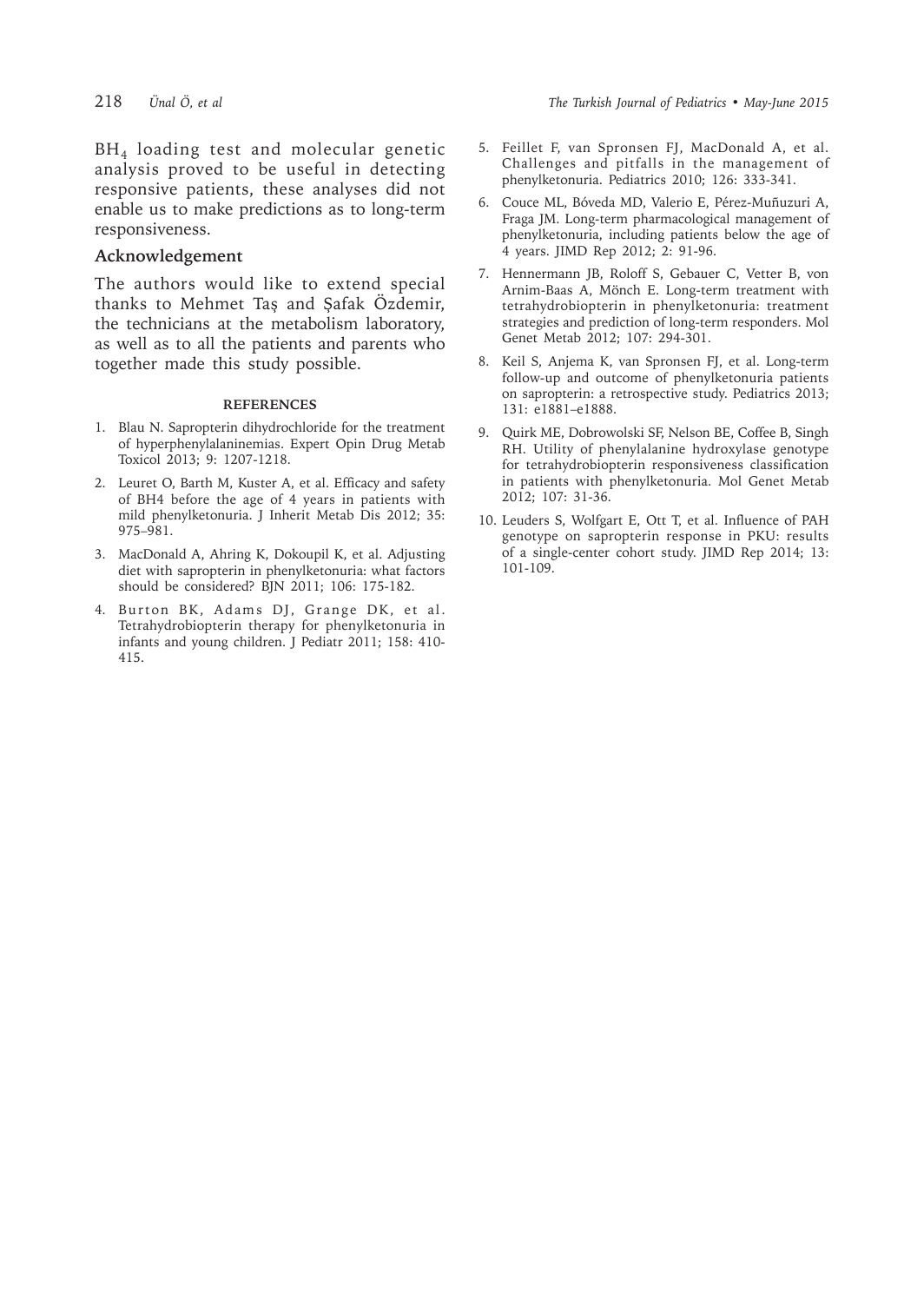$BH_4$ loading test and molecular genetic analysis proved to be useful in detecting responsive patients, these analyses did not enable us to make predictions as to long-term responsiveness.

## Acknowledgement

The authors would like to extend special thanks to Mehmet Taş and Şafak Özdemir, the technicians at the metabolism laboratory, as well as to all the patients and parents who together made this study possible.

## REFERENCES

1. Blau N. Sapropterin dihydrochloride for the treatment of hyperphenylalaninemias. Expert Opin Drug Metab Toxicol 2013; 9: 1207-1218.
2. Leuret O, Barth M, Kuster A, et al. Efficacy and safety of BH4 before the age of 4 years in patients with mild phenylketonuria. J Inherit Metab Dis 2012; 35: 975–981.
3. MacDonald A, Ahring K, Dokoupil K, et al. Adjusting diet with sapropterin in phenylketonuria: what factors should be considered? BJN 2011; 106: 175-182.
4. Burton BK, Adams DJ, Grange DK, et al. Tetrahydrobiopterin therapy for phenylketonuria in infants and young children. J Pediatr 2011; 158: 410-415.
5. Feillet F, van Spronsen FJ, MacDonald A, et al. Challenges and pitfalls in the management of phenylketonuria. Pediatrics 2010; 126: 333-341.
6. Couce ML, Bóveda MD, Valerio E, Pérez-Muñuzuri A, Fraga JM. Long-term pharmacological management of phenylketonuria, including patients below the age of 4 years. JIMD Rep 2012; 2: 91-96.
7. Hennermann JB, Roloff S, Gebauer C, Vetter B, von Arnim-Baas A, Mönch E. Long-term treatment with tetrahydrobiopterin in phenylketonuria: treatment strategies and prediction of long-term responders. Mol Genet Metab 2012; 107: 294-301.
8. Keil S, Anjema K, van Spronsen FJ, et al. Long-term follow-up and outcome of phenylketonuria patients on sapropterin: a retrospective study. Pediatrics 2013; 131: e1881–e1888.
9. Quirk ME, Dobrowolski SF, Nelson BE, Coffee B, Singh RH. Utility of phenylalanine hydroxylase genotype for tetrahydrobiopterin responsiveness classification in patients with phenylketonuria. Mol Genet Metab 2012; 107: 31-36.
10. Leuders S, Wolfgart E, Ott T, et al. Influence of PAH genotype on sapropterin response in PKU: results of a single-center cohort study. JIMD Rep 2014; 13: 101-109.